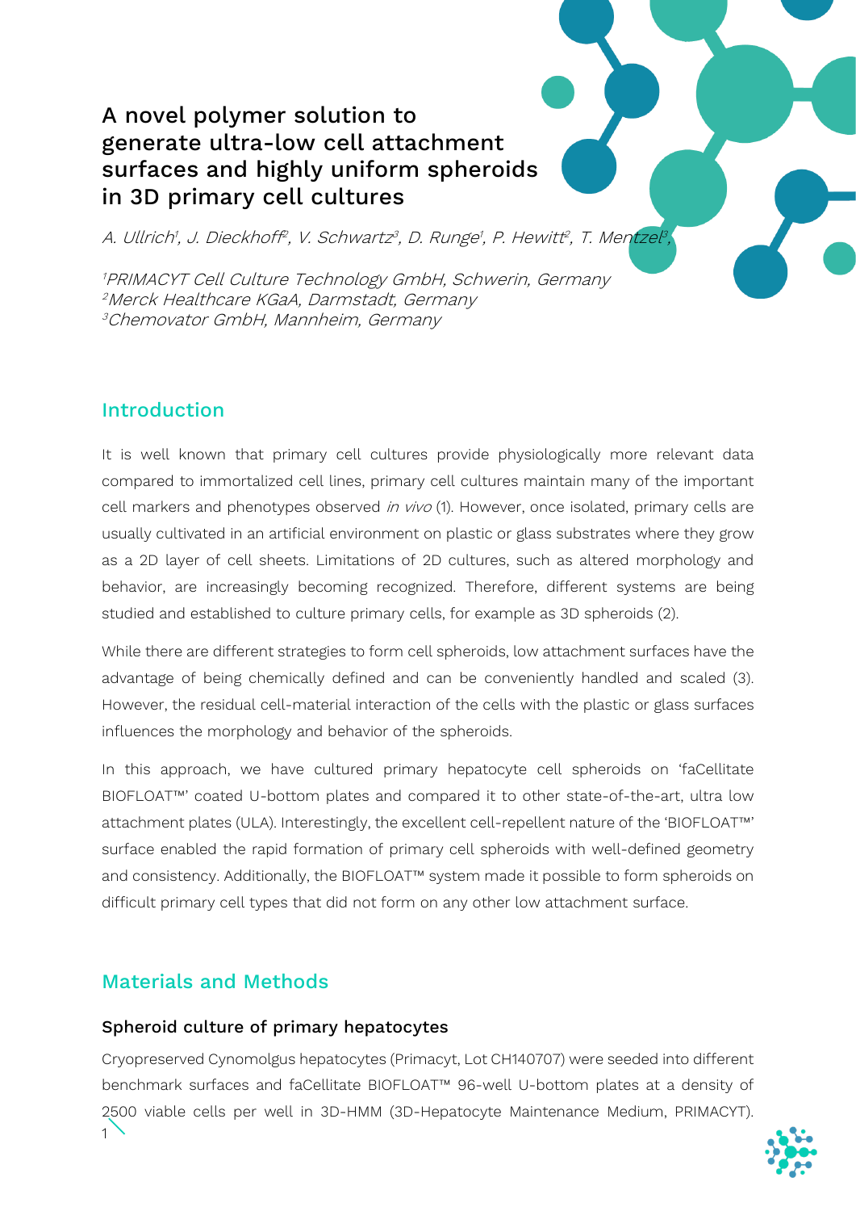# A novel polymer solution to generate ultra-low cell attachment surfaces and highly uniform spheroids in 3D primary cell cultures

*A. Ullrich[1], J. Dieckhoff[2], V. Schwartz[3], D. Runge[1], P. Hewitt[2], T. Mentzel[3],*

*[1]PRIMACYT Cell Culture Technology GmbH, Schwerin, Germany*
*[2]Merck Healthcare KGaA, Darmstadt, Germany*
*[3]Chemovator GmbH, Mannheim, Germany*

## Introduction

It is well known that primary cell cultures provide physiologically more relevant data compared to immortalized cell lines, primary cell cultures maintain many of the important cell markers and phenotypes observed *in vivo* (1). However, once isolated, primary cells are usually cultivated in an artificial environment on plastic or glass substrates where they grow as a 2D layer of cell sheets. Limitations of 2D cultures, such as altered morphology and behavior, are increasingly becoming recognized. Therefore, different systems are being studied and established to culture primary cells, for example as 3D spheroids (2).

While there are different strategies to form cell spheroids, low attachment surfaces have the advantage of being chemically defined and can be conveniently handled and scaled (3). However, the residual cell-material interaction of the cells with the plastic or glass surfaces influences the morphology and behavior of the spheroids.

In this approach, we have cultured primary hepatocyte cell spheroids on 'faCellitate BIOFLOAT™' coated U-bottom plates and compared it to other state-of-the-art, ultra low attachment plates (ULA). Interestingly, the excellent cell-repellent nature of the 'BIOFLOAT™' surface enabled the rapid formation of primary cell spheroids with well-defined geometry and consistency. Additionally, the BIOFLOAT™ system made it possible to form spheroids on difficult primary cell types that did not form on any other low attachment surface.

## Materials and Methods

### Spheroid culture of primary hepatocytes

Cryopreserved Cynomolgus hepatocytes (Primacyt, Lot CH140707) were seeded into different benchmark surfaces and faCellitate BIOFLOAT™ 96-well U-bottom plates at a density of 2500 viable cells per well in 3D-HMM (3D-Hepatocyte Maintenance Medium, PRIMACYT).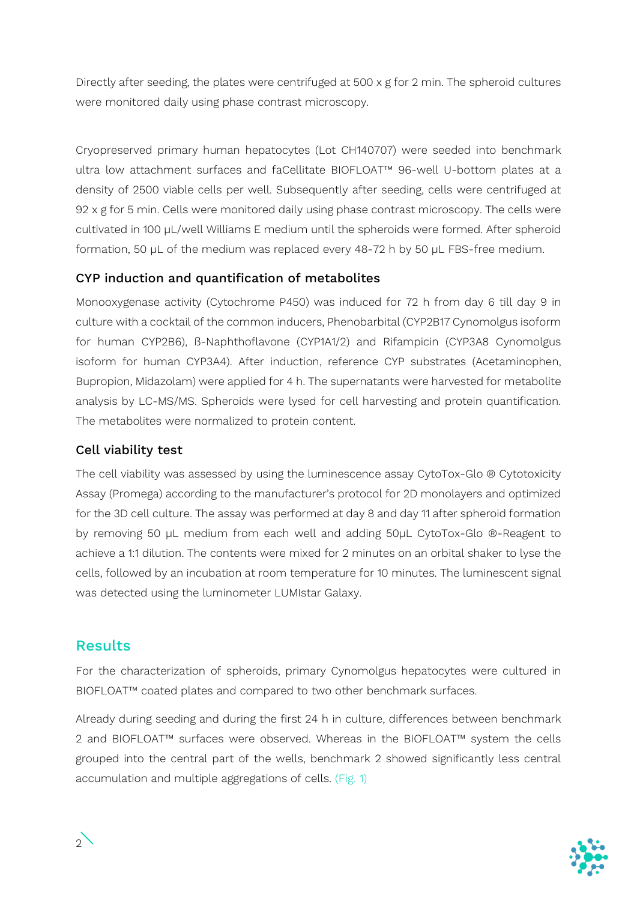Directly after seeding, the plates were centrifuged at 500 x g for 2 min. The spheroid cultures were monitored daily using phase contrast microscopy.

Cryopreserved primary human hepatocytes (Lot CH140707) were seeded into benchmark ultra low attachment surfaces and faCellitate BIOFLOAT™ 96-well U-bottom plates at a density of 2500 viable cells per well. Subsequently after seeding, cells were centrifuged at 92 x g for 5 min. Cells were monitored daily using phase contrast microscopy. The cells were cultivated in 100 µL/well Williams E medium until the spheroids were formed. After spheroid formation, 50 µL of the medium was replaced every 48-72 h by 50 µL FBS-free medium.

### CYP induction and quantification of metabolites

Monooxygenase activity (Cytochrome P450) was induced for 72 h from day 6 till day 9 in culture with a cocktail of the common inducers, Phenobarbital (CYP2B17 Cynomolgus isoform for human CYP2B6), ß-Naphthoflavone (CYP1A1/2) and Rifampicin (CYP3A8 Cynomolgus isoform for human CYP3A4). After induction, reference CYP substrates (Acetaminophen, Bupropion, Midazolam) were applied for 4 h. The supernatants were harvested for metabolite analysis by LC-MS/MS. Spheroids were lysed for cell harvesting and protein quantification. The metabolites were normalized to protein content.

### Cell viability test

The cell viability was assessed by using the luminescence assay CytoTox-Glo ® Cytotoxicity Assay (Promega) according to the manufacturer's protocol for 2D monolayers and optimized for the 3D cell culture. The assay was performed at day 8 and day 11 after spheroid formation by removing 50 µL medium from each well and adding 50µL CytoTox-Glo ®-Reagent to achieve a 1:1 dilution. The contents were mixed for 2 minutes on an orbital shaker to lyse the cells, followed by an incubation at room temperature for 10 minutes. The luminescent signal was detected using the luminometer LUMIstar Galaxy.

## Results

For the characterization of spheroids, primary Cynomolgus hepatocytes were cultured in BIOFLOAT™ coated plates and compared to two other benchmark surfaces.

Already during seeding and during the first 24 h in culture, differences between benchmark 2 and BIOFLOAT™ surfaces were observed. Whereas in the BIOFLOAT™ system the cells grouped into the central part of the wells, benchmark 2 showed significantly less central accumulation and multiple aggregations of cells. (Fig. 1)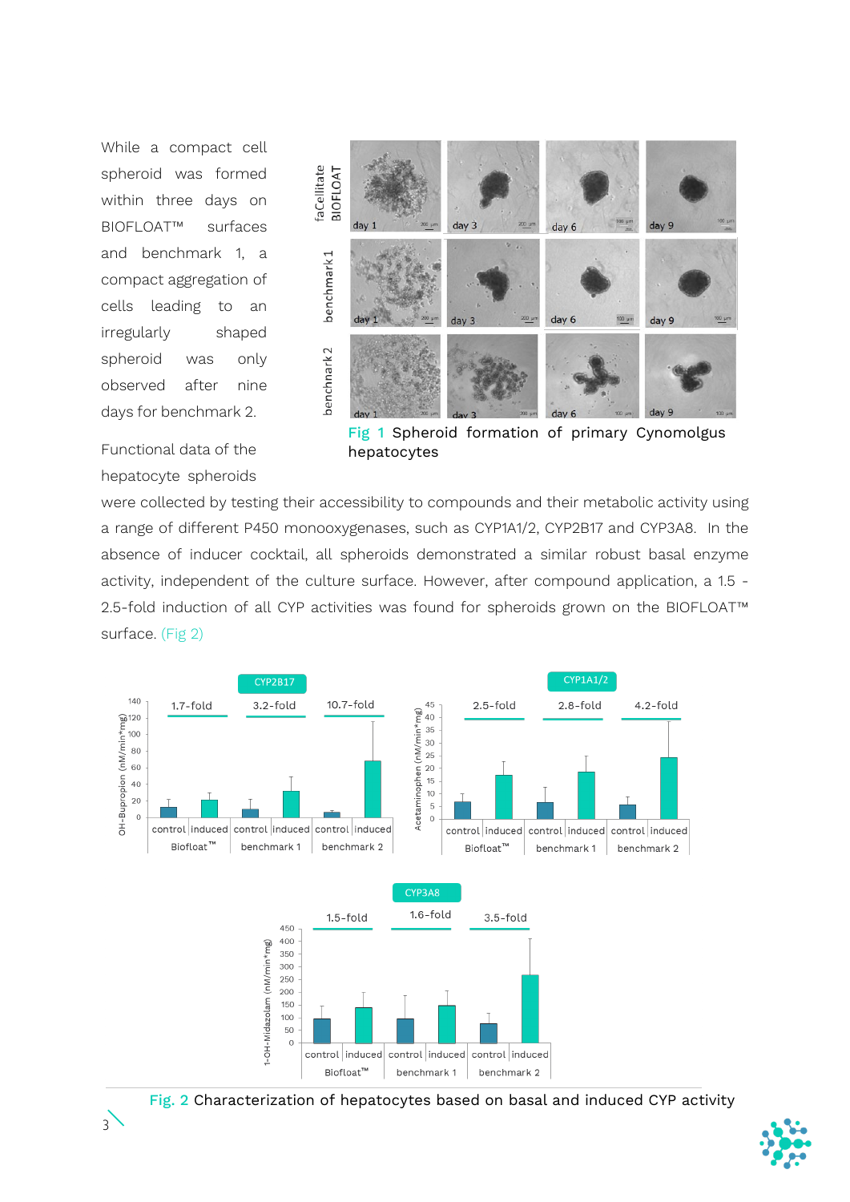While a compact cell spheroid was formed within three days on BIOFLOAT™ surfaces and benchmark 1, a compact aggregation of cells leading to an irregularly shaped spheroid was only observed after nine days for benchmark 2.

Fig 1 Spheroid formation of primary Cynomolgus hepatocytes

Functional data of the hepatocyte spheroids were collected by testing their accessibility to compounds and their metabolic activity using a range of different P450 monooxygenases, such as CYP1A1/2, CYP2B17 and CYP3A8. In the absence of inducer cocktail, all spheroids demonstrated a similar robust basal enzyme activity, independent of the culture surface. However, after compound application, a 1.5 - 2.5-fold induction of all CYP activities was found for spheroids grown on the BIOFLOAT™ surface. (Fig 2)

Fig. 2 Characterization of hepatocytes based on basal and induced CYP activity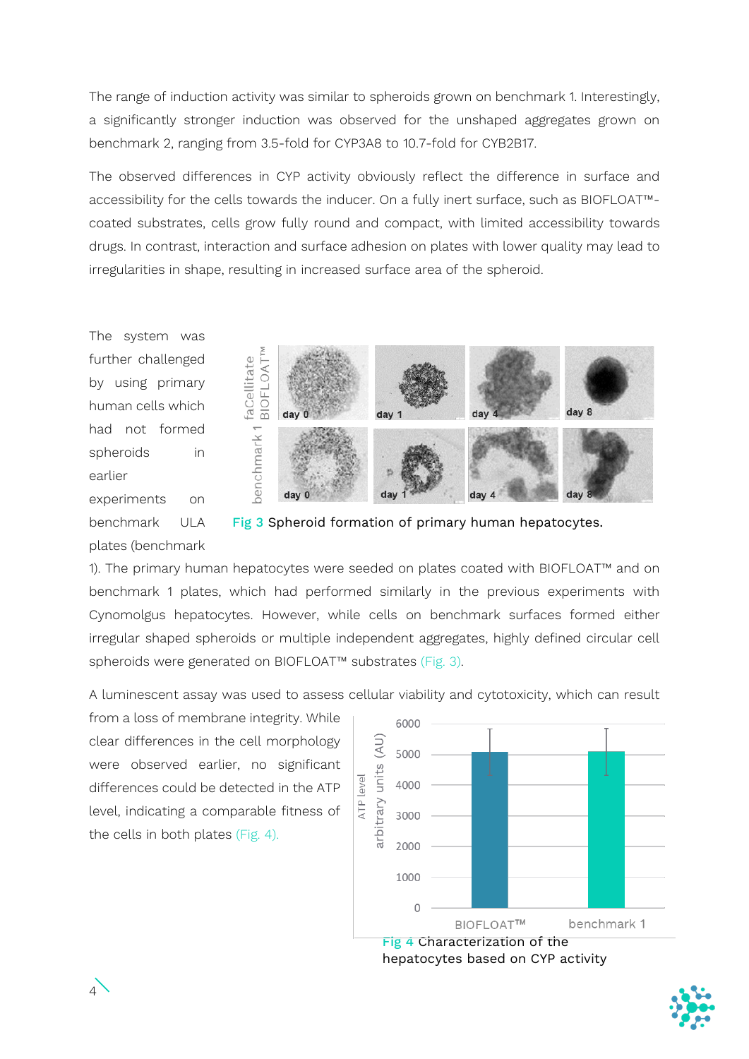The range of induction activity was similar to spheroids grown on benchmark 1. Interestingly, a significantly stronger induction was observed for the unshaped aggregates grown on benchmark 2, ranging from 3.5-fold for CYP3A8 to 10.7-fold for CYB2B17.

The observed differences in CYP activity obviously reflect the difference in surface and accessibility for the cells towards the inducer. On a fully inert surface, such as BIOFLOAT™-coated substrates, cells grow fully round and compact, with limited accessibility towards drugs. In contrast, interaction and surface adhesion on plates with lower quality may lead to irregularities in shape, resulting in increased surface area of the spheroid.

The system was further challenged by using primary human cells which had not formed spheroids in earlier experiments on benchmark ULA plates (benchmark 1). The primary human hepatocytes were seeded on plates coated with BIOFLOAT™ and on benchmark 1 plates, which had performed similarly in the previous experiments with Cynomolgus hepatocytes. However, while cells on benchmark surfaces formed either irregular shaped spheroids or multiple independent aggregates, highly defined circular cell spheroids were generated on BIOFLOAT™ substrates (Fig. 3).

**Fig 3** Spheroid formation of primary human hepatocytes.

A luminescent assay was used to assess cellular viability and cytotoxicity, which can result from a loss of membrane integrity. While clear differences in the cell morphology were observed earlier, no significant differences could be detected in the ATP level, indicating a comparable fitness of the cells in both plates (Fig. 4).

**Fig 4** Characterization of the hepatocytes based on CYP activity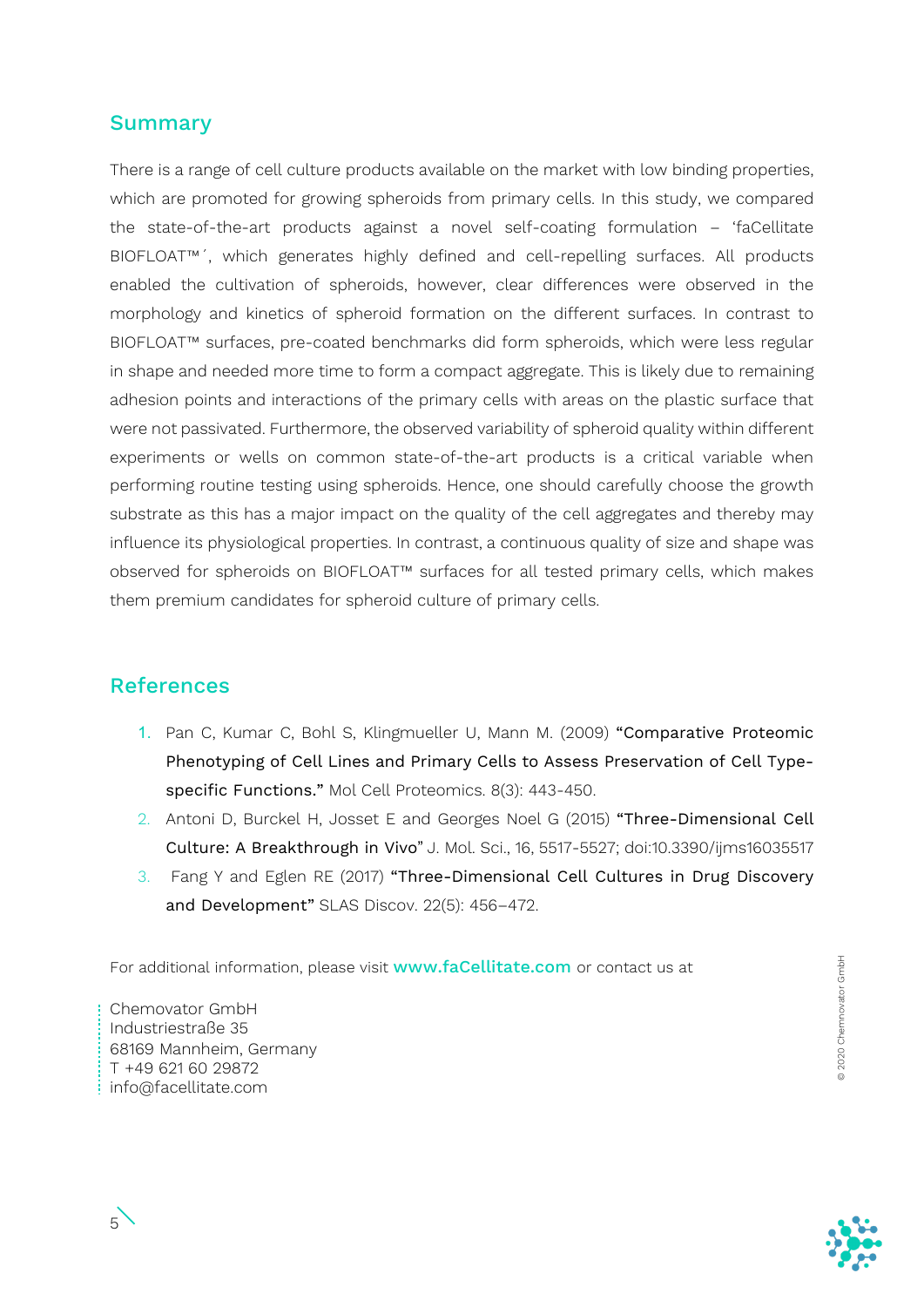## Summary

There is a range of cell culture products available on the market with low binding properties, which are promoted for growing spheroids from primary cells. In this study, we compared the state-of-the-art products against a novel self-coating formulation – 'faCellitate BIOFLOAT™´, which generates highly defined and cell-repelling surfaces. All products enabled the cultivation of spheroids, however, clear differences were observed in the morphology and kinetics of spheroid formation on the different surfaces. In contrast to BIOFLOAT™ surfaces, pre-coated benchmarks did form spheroids, which were less regular in shape and needed more time to form a compact aggregate. This is likely due to remaining adhesion points and interactions of the primary cells with areas on the plastic surface that were not passivated. Furthermore, the observed variability of spheroid quality within different experiments or wells on common state-of-the-art products is a critical variable when performing routine testing using spheroids. Hence, one should carefully choose the growth substrate as this has a major impact on the quality of the cell aggregates and thereby may influence its physiological properties. In contrast, a continuous quality of size and shape was observed for spheroids on BIOFLOAT™ surfaces for all tested primary cells, which makes them premium candidates for spheroid culture of primary cells.

## References

1. Pan C, Kumar C, Bohl S, Klingmueller U, Mann M. (2009) **"Comparative Proteomic Phenotyping of Cell Lines and Primary Cells to Assess Preservation of Cell Type-specific Functions."** Mol Cell Proteomics. 8(3): 443-450.
2. Antoni D, Burckel H, Josset E and Georges Noel G (2015) **"Three-Dimensional Cell Culture: A Breakthrough in Vivo"** J. Mol. Sci., 16, 5517-5527; doi:10.3390/ijms16035517
3. Fang Y and Eglen RE (2017) **"Three-Dimensional Cell Cultures in Drug Discovery and Development"** SLAS Discov. 22(5): 456–472.

For additional information, please visit **www.faCellitate.com** or contact us at

Chemovator GmbH
Industriestraße 35
68169 Mannheim, Germany
T +49 621 60 29872
info@facellitate.com

© 2020 Chemnovator GmbH